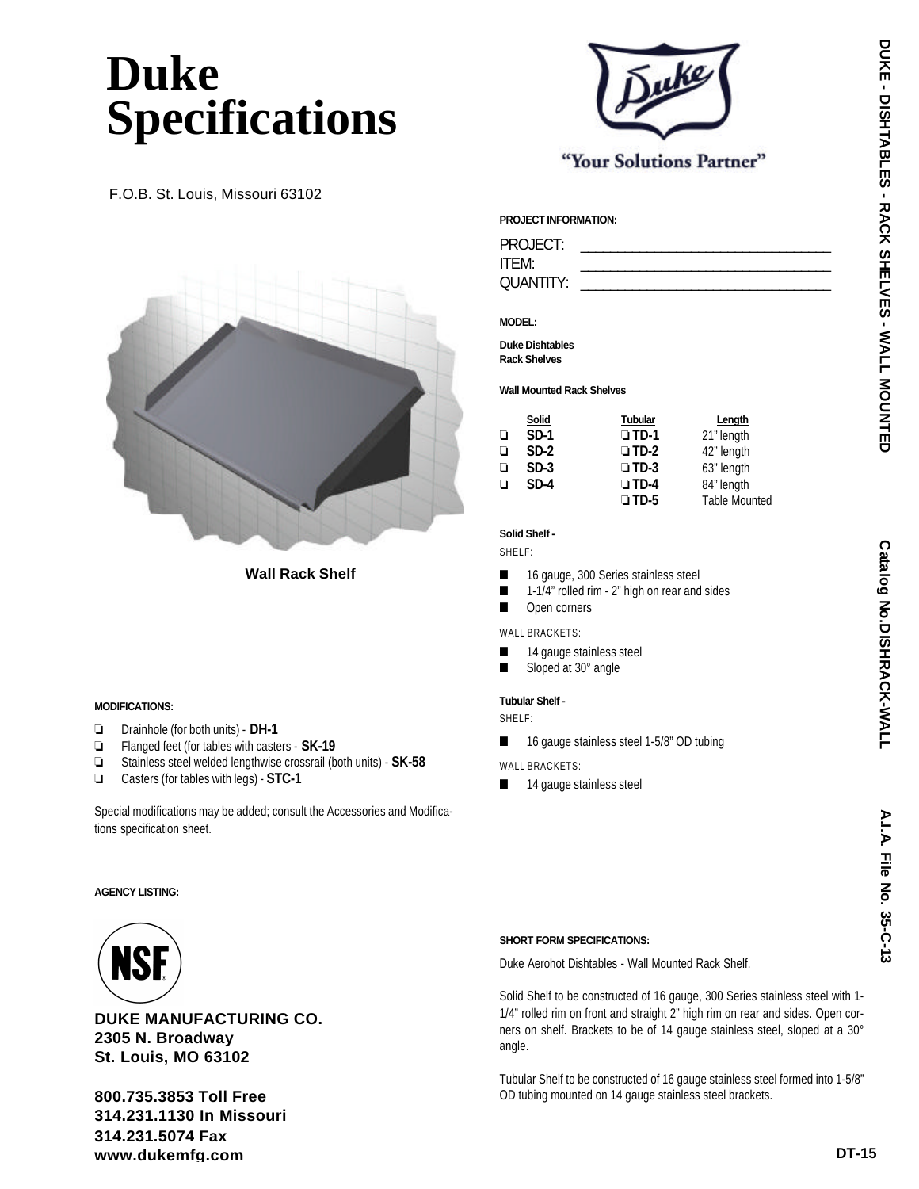# Duke Specifications

F.O.B. St. Louis, Missouri 63102

"Your Solutions Partner"

Wall Rack Shelf

**PROJECT INFORMATION:**

PROJECT: ______________________________

ITEM: ______________________________

QUANTITY: ______________________________

**MODEL:**

**Duke Dishtables**
**Rack Shelves**

**Wall Mounted Rack Shelves**

| | Solid | Tubular | Length |
|---|---|---|---|
| ❑ | **SD-1** | ❑ **TD-1** | 21" length |
| ❑ | **SD-2** | ❑ **TD-2** | 42" length |
| ❑ | **SD-3** | ❑ **TD-3** | 63" length |
| ❑ | **SD-4** | ❑ **TD-4** | 84" length |
| | | ❑ **TD-5** | Table Mounted |

**Solid Shelf -**

SHELF:

- 16 gauge, 300 Series stainless steel
- 1-1/4" rolled rim - 2" high on rear and sides
- Open corners

WALL BRACKETS:

- 14 gauge stainless steel
- Sloped at 30° angle

**Tubular Shelf -**

SHELF:

- 16 gauge stainless steel 1-5/8" OD tubing

WALL BRACKETS:

- 14 gauge stainless steel

**MODIFICATIONS:**

- ❑ Drainhole (for both units) - **DH-1**
- ❑ Flanged feet (for tables with casters - **SK-19**
- ❑ Stainless steel welded lengthwise crossrail (both units) - **SK-58**
- ❑ Casters (for tables with legs) - **STC-1**

Special modifications may be added; consult the Accessories and Modifications specification sheet.

**AGENCY LISTING:**

NSF

**SHORT FORM SPECIFICATIONS:**

Duke Aerohot Dishtables - Wall Mounted Rack Shelf.

Solid Shelf to be constructed of 16 gauge, 300 Series stainless steel with 1-1/4" rolled rim on front and straight 2" high rim on rear and sides. Open corners on shelf. Brackets to be of 14 gauge stainless steel, sloped at a 30° angle.

Tubular Shelf to be constructed of 16 gauge stainless steel formed into 1-5/8" OD tubing mounted on 14 gauge stainless steel brackets.

**DUKE MANUFACTURING CO.**
**2305 N. Broadway**
**St. Louis, MO 63102**

**800.735.3853 Toll Free**
**314.231.1130 In Missouri**
**314.231.5074 Fax**
**www.dukemfg.com**

DUKE - DISHTABLES - RACK SHELVES - WALL MOUNTED

Catalog No.DISHRACK-WALL

A.I.A. File No. 35-C-13

DT-15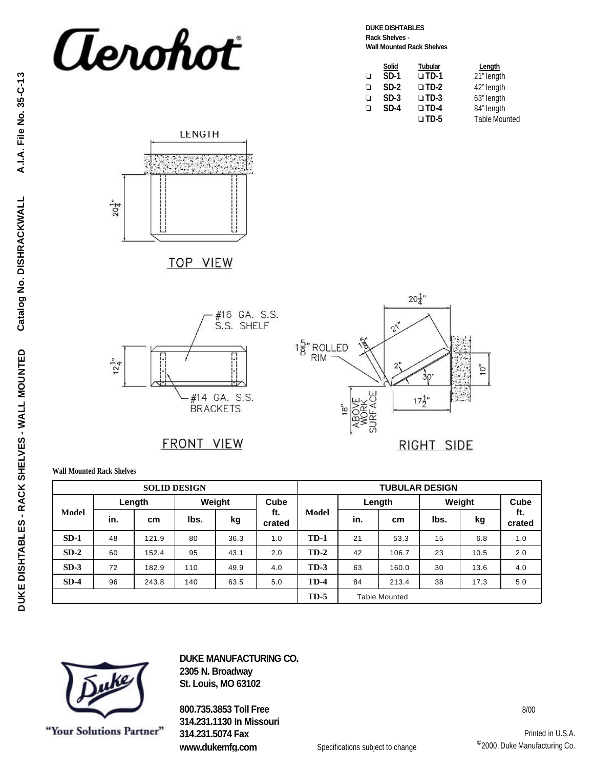# Aerohot

**DUKE DISHTABLES**
**Rack Shelves -**
**Wall Mounted Rack Shelves**

| | Solid | Tubular | Length |
|---|---|---|---|
| ❑ | SD-1 | ❑ TD-1 | 21" length |
| ❑ | SD-2 | ❑ TD-2 | 42" length |
| ❑ | SD-3 | ❑ TD-3 | 63" length |
| ❑ | SD-4 | ❑ TD-4 | 84" length |
| | | ❑ TD-5 | Table Mounted |

LENGTH

$20\frac{1}{4}$"

TOP VIEW

#16 GA. S.S.
S.S. SHELF

$12\frac{1}{4}$"

#14 GA. S.S.
BRACKETS

FRONT VIEW

$20\frac{1}{4}$"

21"

$1\frac{5}{8}$" ROLLED RIM

$1\frac{5}{8}$"

2"

30°

10"

18" ABOVE WORK SURFACE

$17\frac{1}{2}$"

RIGHT SIDE

**Wall Mounted Rack Shelves**

| SOLID DESIGN | | | | | | TUBULAR DESIGN | | | | | |
|---|---|---|---|---|---|---|---|---|---|---|---|
| Model | Length | | Weight | | Cube | Model | Length | | Weight | | Cube |
| | in. | cm | lbs. | kg | ft. crated | | in. | cm | lbs. | kg | ft. crated |
| **SD-1** | 48 | 121.9 | 80 | 36.3 | 1.0 | **TD-1** | 21 | 53.3 | 15 | 6.8 | 1.0 |
| **SD-2** | 60 | 152.4 | 95 | 43.1 | 2.0 | **TD-2** | 42 | 106.7 | 23 | 10.5 | 2.0 |
| **SD-3** | 72 | 182.9 | 110 | 49.9 | 4.0 | **TD-3** | 63 | 160.0 | 30 | 13.6 | 4.0 |
| **SD-4** | 96 | 243.8 | 140 | 63.5 | 5.0 | **TD-4** | 84 | 213.4 | 38 | 17.3 | 5.0 |
| | | | | | | **TD-5** | Table Mounted | | | | |

DUKE DISHTABLES - RACK SHELVES - WALL MOUNTED    Catalog No. DISHRACKWALL    A.I.A. File No. 35-C-13

"Your Solutions Partner"

**DUKE MANUFACTURING CO.**
**2305 N. Broadway**
**St. Louis, MO 63102**

**800.735.3853 Toll Free**
**314.231.1130 In Missouri**
**314.231.5074 Fax**
**www.dukemfg.com**

Specifications subject to change

8/00

Printed in U.S.A.
©2000, Duke Manufacturing Co.